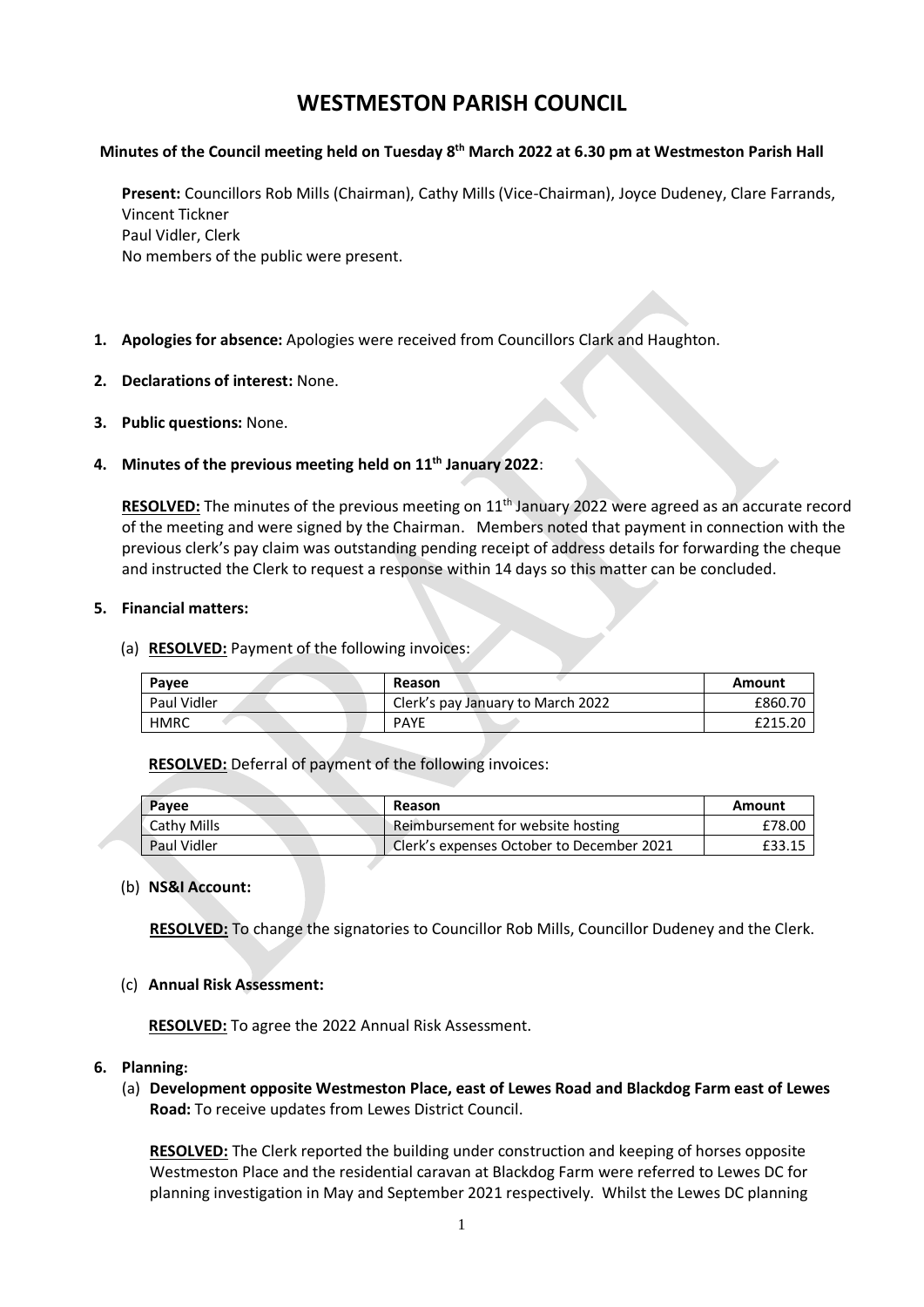# WESTMESTON PARISH COUNCIL

**Minutes of the Council meeting held on Tuesday 8th March 2022 at 6.30 pm at Westmeston Parish Hall**

**Present:** Councillors Rob Mills (Chairman), Cathy Mills (Vice-Chairman), Joyce Dudeney, Clare Farrands, Vincent Tickner
Paul Vidler, Clerk
No members of the public were present.

1. **Apologies for absence:** Apologies were received from Councillors Clark and Haughton.

2. **Declarations of interest:** None.

3. **Public questions:** None.

4. **Minutes of the previous meeting held on 11th January 2022**:

   **RESOLVED:** The minutes of the previous meeting on 11th January 2022 were agreed as an accurate record of the meeting and were signed by the Chairman. Members noted that payment in connection with the previous clerk's pay claim was outstanding pending receipt of address details for forwarding the cheque and instructed the Clerk to request a response within 14 days so this matter can be concluded.

5. **Financial matters:**

   (a) **RESOLVED:** Payment of the following invoices:

| Payee | Reason | Amount |
|---|---|---|
| Paul Vidler | Clerk's pay January to March 2022 | £860.70 |
| HMRC | PAYE | £215.20 |

   **RESOLVED:** Deferral of payment of the following invoices:

| Payee | Reason | Amount |
|---|---|---|
| Cathy Mills | Reimbursement for website hosting | £78.00 |
| Paul Vidler | Clerk's expenses October to December 2021 | £33.15 |

   (b) **NS&I Account:**

   **RESOLVED:** To change the signatories to Councillor Rob Mills, Councillor Dudeney and the Clerk.

   (c) **Annual Risk Assessment:**

   **RESOLVED:** To agree the 2022 Annual Risk Assessment.

6. **Planning:**

   (a) **Development opposite Westmeston Place, east of Lewes Road and Blackdog Farm east of Lewes Road:** To receive updates from Lewes District Council.

   **RESOLVED:** The Clerk reported the building under construction and keeping of horses opposite Westmeston Place and the residential caravan at Blackdog Farm were referred to Lewes DC for planning investigation in May and September 2021 respectively. Whilst the Lewes DC planning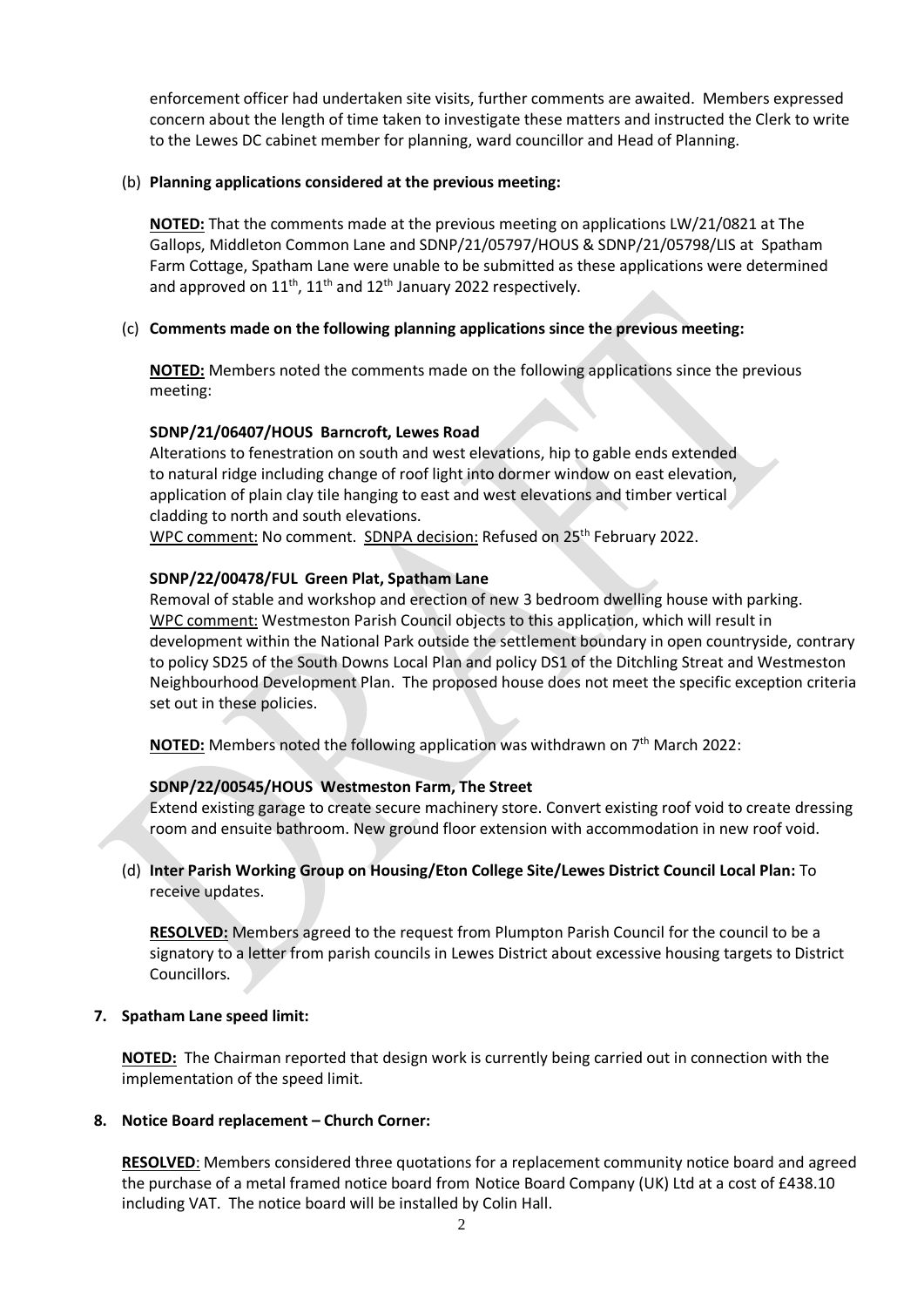enforcement officer had undertaken site visits, further comments are awaited. Members expressed concern about the length of time taken to investigate these matters and instructed the Clerk to write to the Lewes DC cabinet member for planning, ward councillor and Head of Planning.

(b) **Planning applications considered at the previous meeting:**

**NOTED:** That the comments made at the previous meeting on applications LW/21/0821 at The Gallops, Middleton Common Lane and SDNP/21/05797/HOUS & SDNP/21/05798/LIS at Spatham Farm Cottage, Spatham Lane were unable to be submitted as these applications were determined and approved on 11th, 11th and 12th January 2022 respectively.

(c) **Comments made on the following planning applications since the previous meeting:**

**NOTED:** Members noted the comments made on the following applications since the previous meeting:

**SDNP/21/06407/HOUS Barncroft, Lewes Road**

Alterations to fenestration on south and west elevations, hip to gable ends extended to natural ridge including change of roof light into dormer window on east elevation, application of plain clay tile hanging to east and west elevations and timber vertical cladding to north and south elevations.

WPC comment: No comment. SDNPA decision: Refused on 25th February 2022.

**SDNP/22/00478/FUL Green Plat, Spatham Lane**

Removal of stable and workshop and erection of new 3 bedroom dwelling house with parking.

WPC comment: Westmeston Parish Council objects to this application, which will result in development within the National Park outside the settlement boundary in open countryside, contrary to policy SD25 of the South Downs Local Plan and policy DS1 of the Ditchling Streat and Westmeston Neighbourhood Development Plan. The proposed house does not meet the specific exception criteria set out in these policies.

**NOTED:** Members noted the following application was withdrawn on 7th March 2022:

**SDNP/22/00545/HOUS Westmeston Farm, The Street**

Extend existing garage to create secure machinery store. Convert existing roof void to create dressing room and ensuite bathroom. New ground floor extension with accommodation in new roof void.

(d) **Inter Parish Working Group on Housing/Eton College Site/Lewes District Council Local Plan:** To receive updates.

**RESOLVED:** Members agreed to the request from Plumpton Parish Council for the council to be a signatory to a letter from parish councils in Lewes District about excessive housing targets to District Councillors.

**7. Spatham Lane speed limit:**

**NOTED:** The Chairman reported that design work is currently being carried out in connection with the implementation of the speed limit.

**8. Notice Board replacement – Church Corner:**

**RESOLVED**: Members considered three quotations for a replacement community notice board and agreed the purchase of a metal framed notice board from Notice Board Company (UK) Ltd at a cost of £438.10 including VAT. The notice board will be installed by Colin Hall.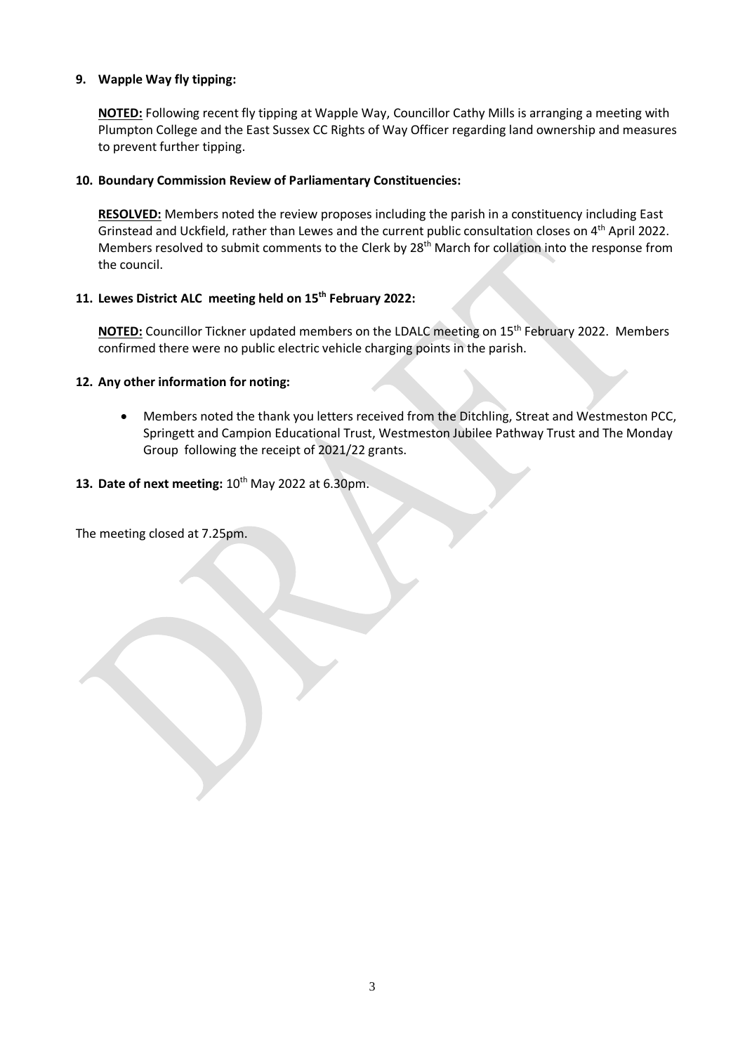**9. Wapple Way fly tipping:**

**NOTED:** Following recent fly tipping at Wapple Way, Councillor Cathy Mills is arranging a meeting with Plumpton College and the East Sussex CC Rights of Way Officer regarding land ownership and measures to prevent further tipping.

**10. Boundary Commission Review of Parliamentary Constituencies:**

**RESOLVED:** Members noted the review proposes including the parish in a constituency including East Grinstead and Uckfield, rather than Lewes and the current public consultation closes on 4th April 2022. Members resolved to submit comments to the Clerk by 28th March for collation into the response from the council.

**11. Lewes District ALC meeting held on 15th February 2022:**

**NOTED:** Councillor Tickner updated members on the LDALC meeting on 15th February 2022. Members confirmed there were no public electric vehicle charging points in the parish.

**12. Any other information for noting:**

- Members noted the thank you letters received from the Ditchling, Streat and Westmeston PCC, Springett and Campion Educational Trust, Westmeston Jubilee Pathway Trust and The Monday Group following the receipt of 2021/22 grants.

**13. Date of next meeting:** 10th May 2022 at 6.30pm.

The meeting closed at 7.25pm.

DRAFT